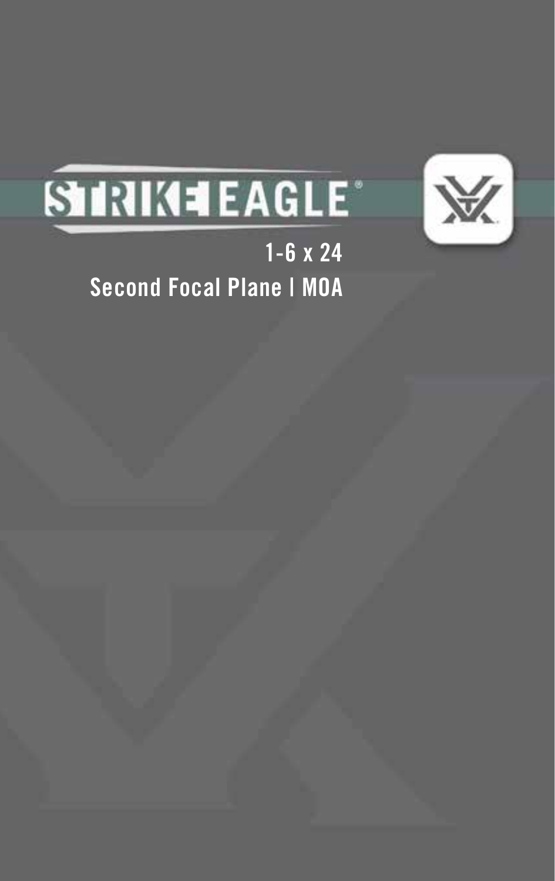# STRIKE EAGLE®

## 1-6 x 24

## Second Focal Plane | MOA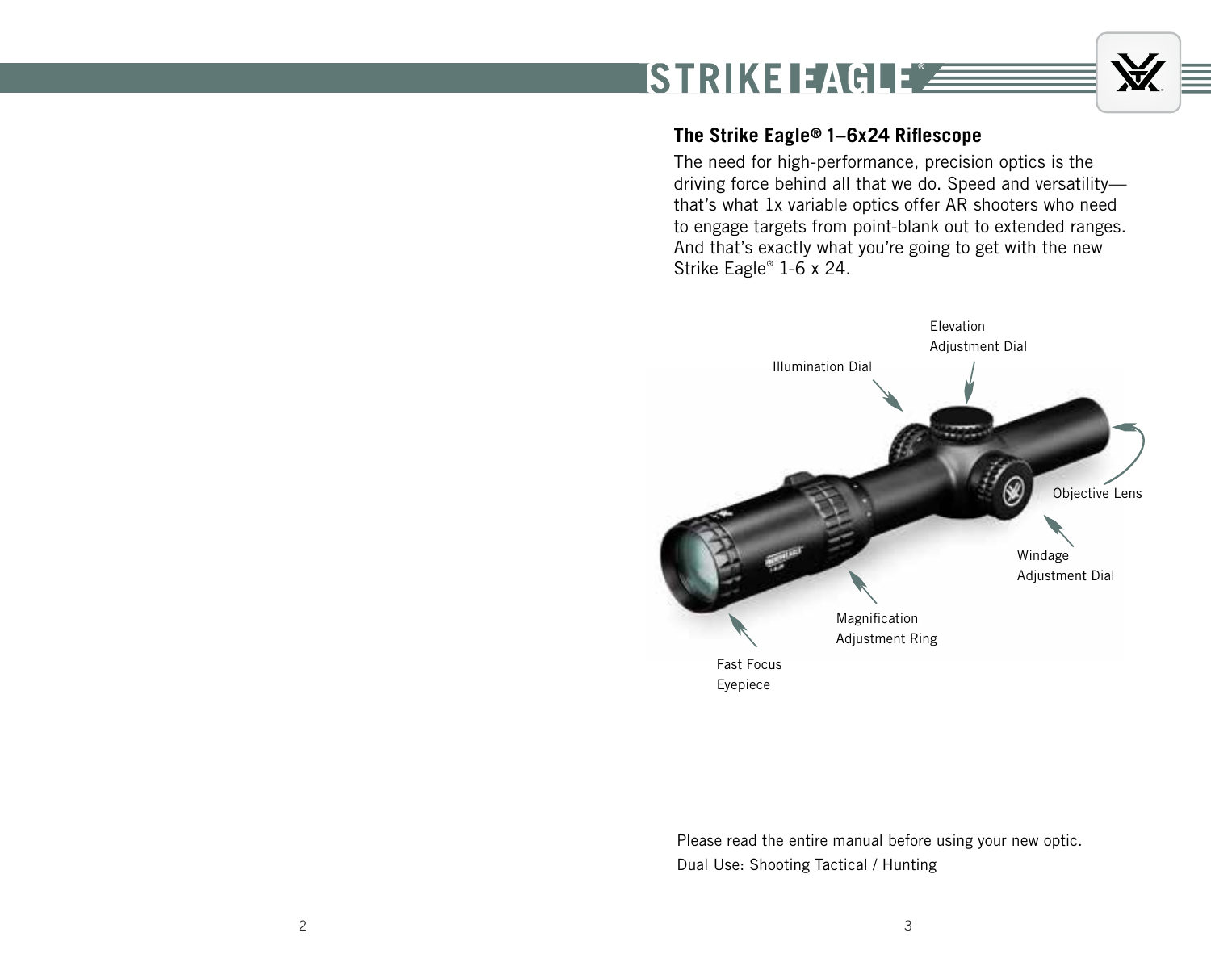## The Strike Eagle® 1–6x24 Riflescope

The need for high-performance, precision optics is the driving force behind all that we do. Speed and versatility—that's what 1x variable optics offer AR shooters who need to engage targets from point-blank out to extended ranges. And that's exactly what you're going to get with the new Strike Eagle® 1-6 x 24.

Elevation Adjustment Dial

Illumination Dial

Objective Lens

Windage Adjustment Dial

Magnification Adjustment Ring

Fast Focus Eyepiece

Please read the entire manual before using your new optic.
Dual Use: Shooting Tactical / Hunting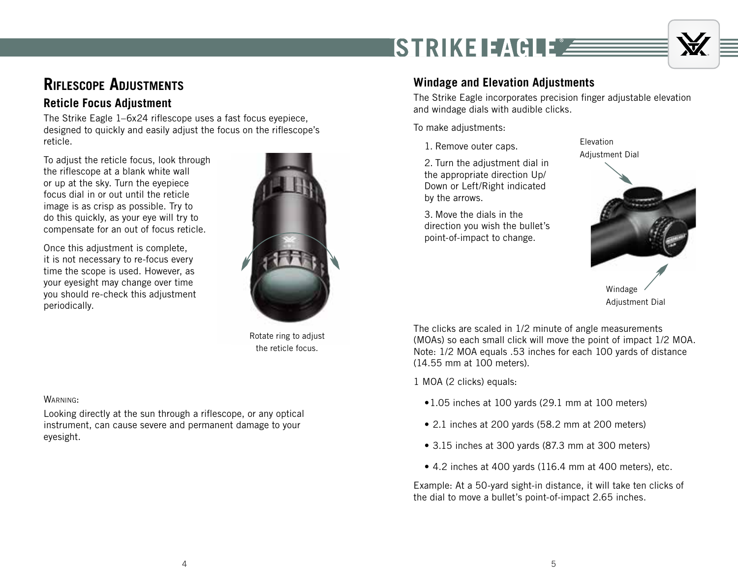## Riflescope Adjustments

### Reticle Focus Adjustment

The Strike Eagle 1–6x24 riflescope uses a fast focus eyepiece, designed to quickly and easily adjust the focus on the riflescope's reticle.

To adjust the reticle focus, look through the riflescope at a blank white wall or up at the sky. Turn the eyepiece focus dial in or out until the reticle image is as crisp as possible. Try to do this quickly, as your eye will try to compensate for an out of focus reticle.

Once this adjustment is complete, it is not necessary to re-focus every time the scope is used. However, as your eyesight may change over time you should re-check this adjustment periodically.

Rotate ring to adjust the reticle focus.

Warning:

Looking directly at the sun through a riflescope, or any optical instrument, can cause severe and permanent damage to your eyesight.

### Windage and Elevation Adjustments

The Strike Eagle incorporates precision finger adjustable elevation and windage dials with audible clicks.

To make adjustments:

1. Remove outer caps.
2. Turn the adjustment dial in the appropriate direction Up/Down or Left/Right indicated by the arrows.
3. Move the dials in the direction you wish the bullet's point-of-impact to change.

Elevation Adjustment Dial

Windage Adjustment Dial

The clicks are scaled in 1/2 minute of angle measurements (MOAs) so each small click will move the point of impact 1/2 MOA. Note: 1/2 MOA equals .53 inches for each 100 yards of distance (14.55 mm at 100 meters).

1 MOA (2 clicks) equals:

- 1.05 inches at 100 yards (29.1 mm at 100 meters)
- 2.1 inches at 200 yards (58.2 mm at 200 meters)
- 3.15 inches at 300 yards (87.3 mm at 300 meters)
- 4.2 inches at 400 yards (116.4 mm at 400 meters), etc.

Example: At a 50-yard sight-in distance, it will take ten clicks of the dial to move a bullet's point-of-impact 2.65 inches.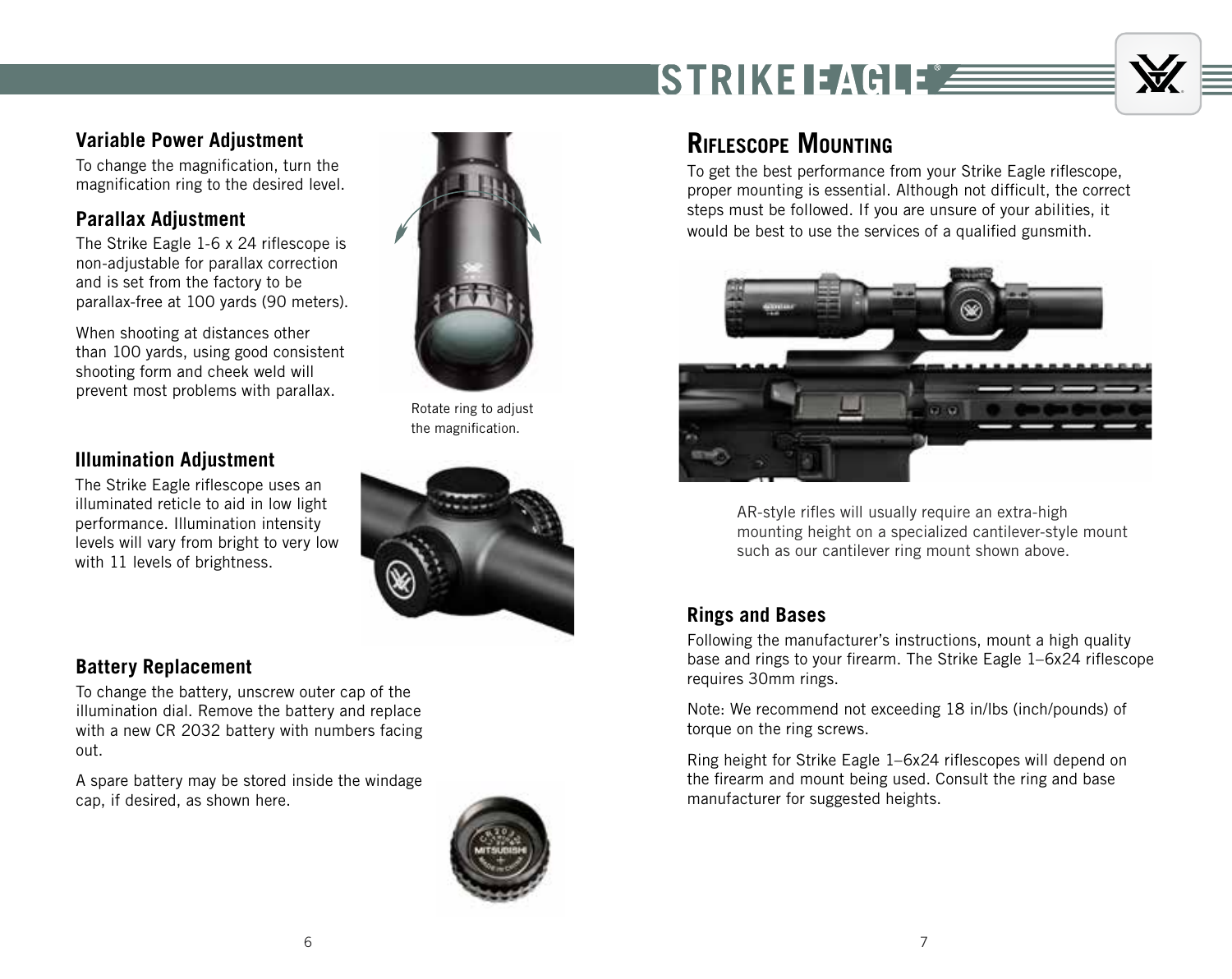### Variable Power Adjustment

To change the magnification, turn the magnification ring to the desired level.

### Parallax Adjustment

The Strike Eagle 1-6 x 24 riflescope is non-adjustable for parallax correction and is set from the factory to be parallax-free at 100 yards (90 meters).

When shooting at distances other than 100 yards, using good consistent shooting form and cheek weld will prevent most problems with parallax.

Rotate ring to adjust the magnification.

### Illumination Adjustment

The Strike Eagle riflescope uses an illuminated reticle to aid in low light performance. Illumination intensity levels will vary from bright to very low with 11 levels of brightness.

### Battery Replacement

To change the battery, unscrew outer cap of the illumination dial. Remove the battery and replace with a new CR 2032 battery with numbers facing out.

A spare battery may be stored inside the windage cap, if desired, as shown here.

## Riflescope Mounting

To get the best performance from your Strike Eagle riflescope, proper mounting is essential. Although not difficult, the correct steps must be followed. If you are unsure of your abilities, it would be best to use the services of a qualified gunsmith.

AR-style rifles will usually require an extra-high mounting height on a specialized cantilever-style mount such as our cantilever ring mount shown above.

### Rings and Bases

Following the manufacturer's instructions, mount a high quality base and rings to your firearm. The Strike Eagle 1–6x24 riflescope requires 30mm rings.

Note: We recommend not exceeding 18 in/lbs (inch/pounds) of torque on the ring screws.

Ring height for Strike Eagle 1–6x24 riflescopes will depend on the firearm and mount being used. Consult the ring and base manufacturer for suggested heights.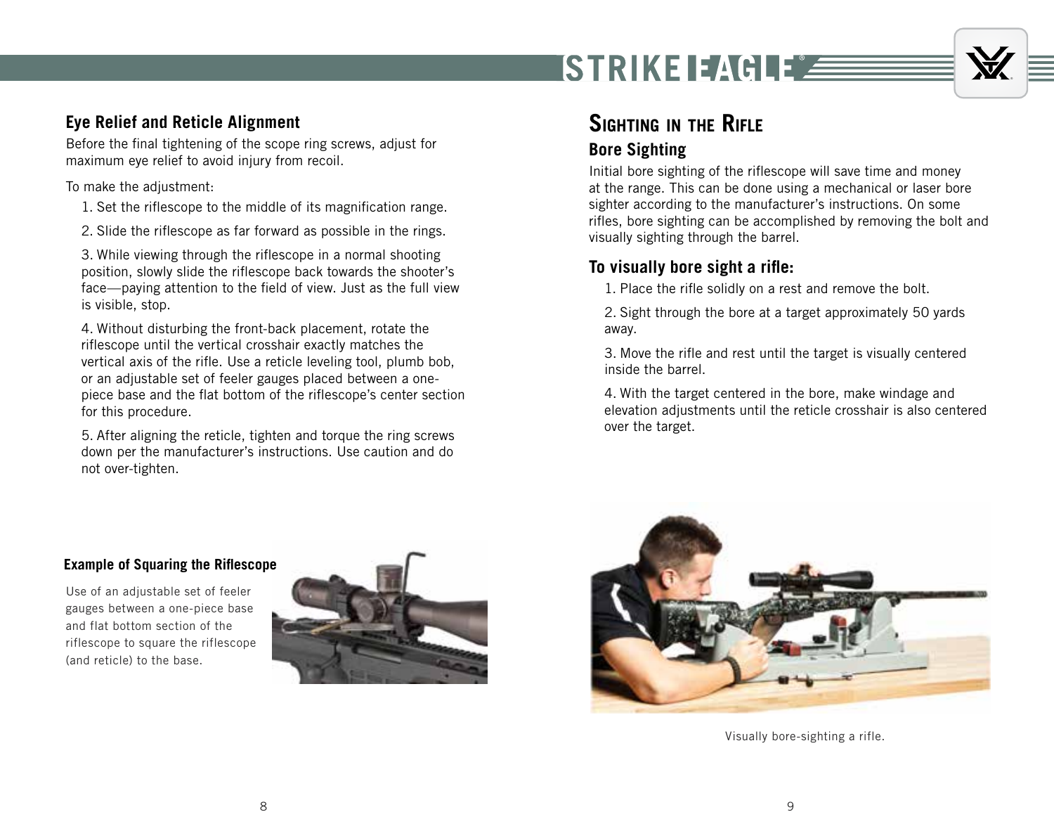## Eye Relief and Reticle Alignment

Before the final tightening of the scope ring screws, adjust for maximum eye relief to avoid injury from recoil.

To make the adjustment:

1. Set the riflescope to the middle of its magnification range.
2. Slide the riflescope as far forward as possible in the rings.
3. While viewing through the riflescope in a normal shooting position, slowly slide the riflescope back towards the shooter's face—paying attention to the field of view. Just as the full view is visible, stop.
4. Without disturbing the front-back placement, rotate the riflescope until the vertical crosshair exactly matches the vertical axis of the rifle. Use a reticle leveling tool, plumb bob, or an adjustable set of feeler gauges placed between a one-piece base and the flat bottom of the riflescope's center section for this procedure.
5. After aligning the reticle, tighten and torque the ring screws down per the manufacturer's instructions. Use caution and do not over-tighten.

**Example of Squaring the Riflescope**

Use of an adjustable set of feeler gauges between a one-piece base and flat bottom section of the riflescope to square the riflescope (and reticle) to the base.

# Sighting in the Rifle

## Bore Sighting

Initial bore sighting of the riflescope will save time and money at the range. This can be done using a mechanical or laser bore sighter according to the manufacturer's instructions. On some rifles, bore sighting can be accomplished by removing the bolt and visually sighting through the barrel.

## To visually bore sight a rifle:

1. Place the rifle solidly on a rest and remove the bolt.
2. Sight through the bore at a target approximately 50 yards away.
3. Move the rifle and rest until the target is visually centered inside the barrel.
4. With the target centered in the bore, make windage and elevation adjustments until the reticle crosshair is also centered over the target.

Visually bore-sighting a rifle.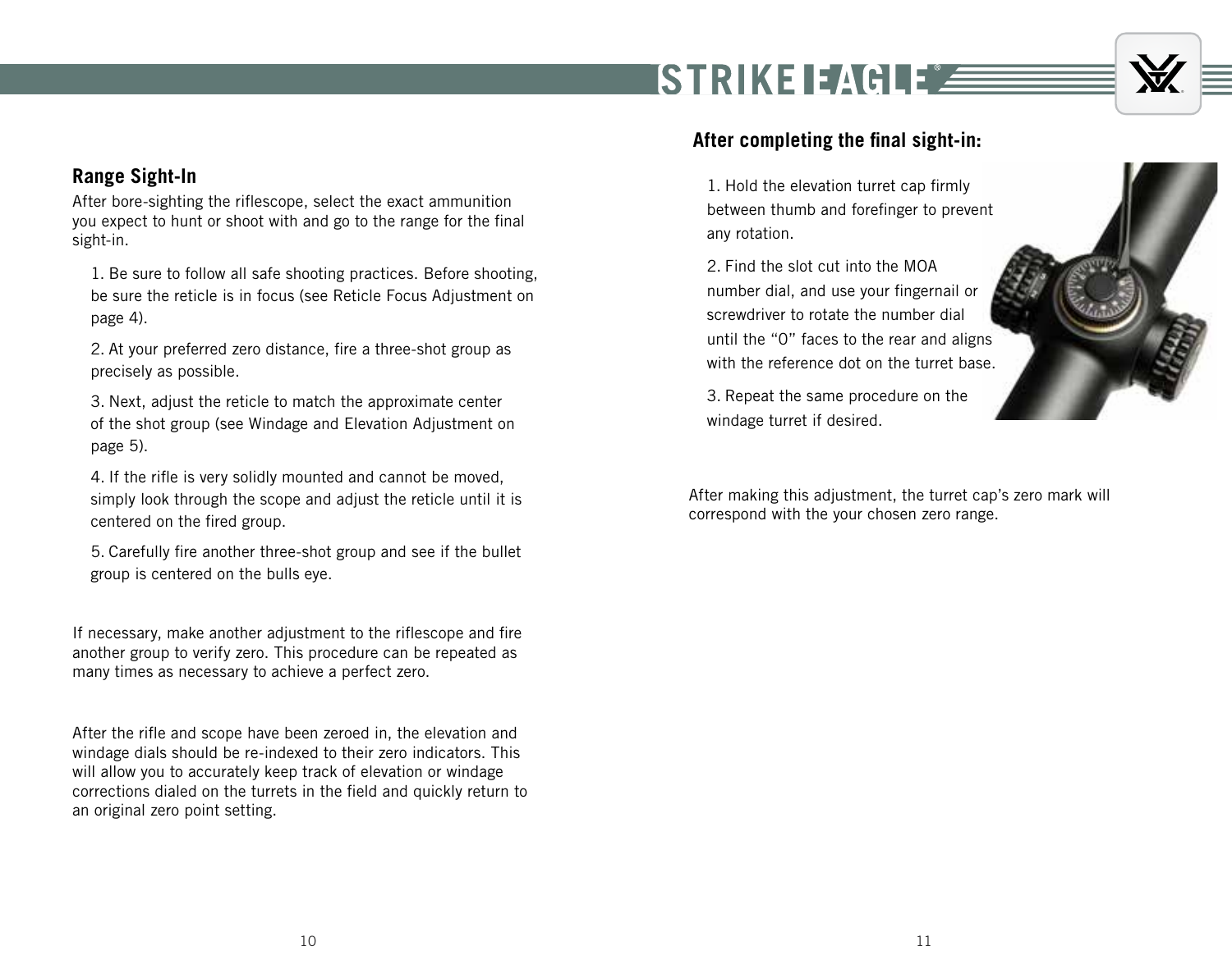## Range Sight-In

After bore-sighting the riflescope, select the exact ammunition you expect to hunt or shoot with and go to the range for the final sight-in.

1. Be sure to follow all safe shooting practices. Before shooting, be sure the reticle is in focus (see Reticle Focus Adjustment on page 4).

2. At your preferred zero distance, fire a three-shot group as precisely as possible.

3. Next, adjust the reticle to match the approximate center of the shot group (see Windage and Elevation Adjustment on page 5).

4. If the rifle is very solidly mounted and cannot be moved, simply look through the scope and adjust the reticle until it is centered on the fired group.

5. Carefully fire another three-shot group and see if the bullet group is centered on the bulls eye.

If necessary, make another adjustment to the riflescope and fire another group to verify zero. This procedure can be repeated as many times as necessary to achieve a perfect zero.

After the rifle and scope have been zeroed in, the elevation and windage dials should be re-indexed to their zero indicators. This will allow you to accurately keep track of elevation or windage corrections dialed on the turrets in the field and quickly return to an original zero point setting.

## After completing the final sight-in:

1. Hold the elevation turret cap firmly between thumb and forefinger to prevent any rotation.

2. Find the slot cut into the MOA number dial, and use your fingernail or screwdriver to rotate the number dial until the "0" faces to the rear and aligns with the reference dot on the turret base.

3. Repeat the same procedure on the windage turret if desired.

After making this adjustment, the turret cap's zero mark will correspond with the your chosen zero range.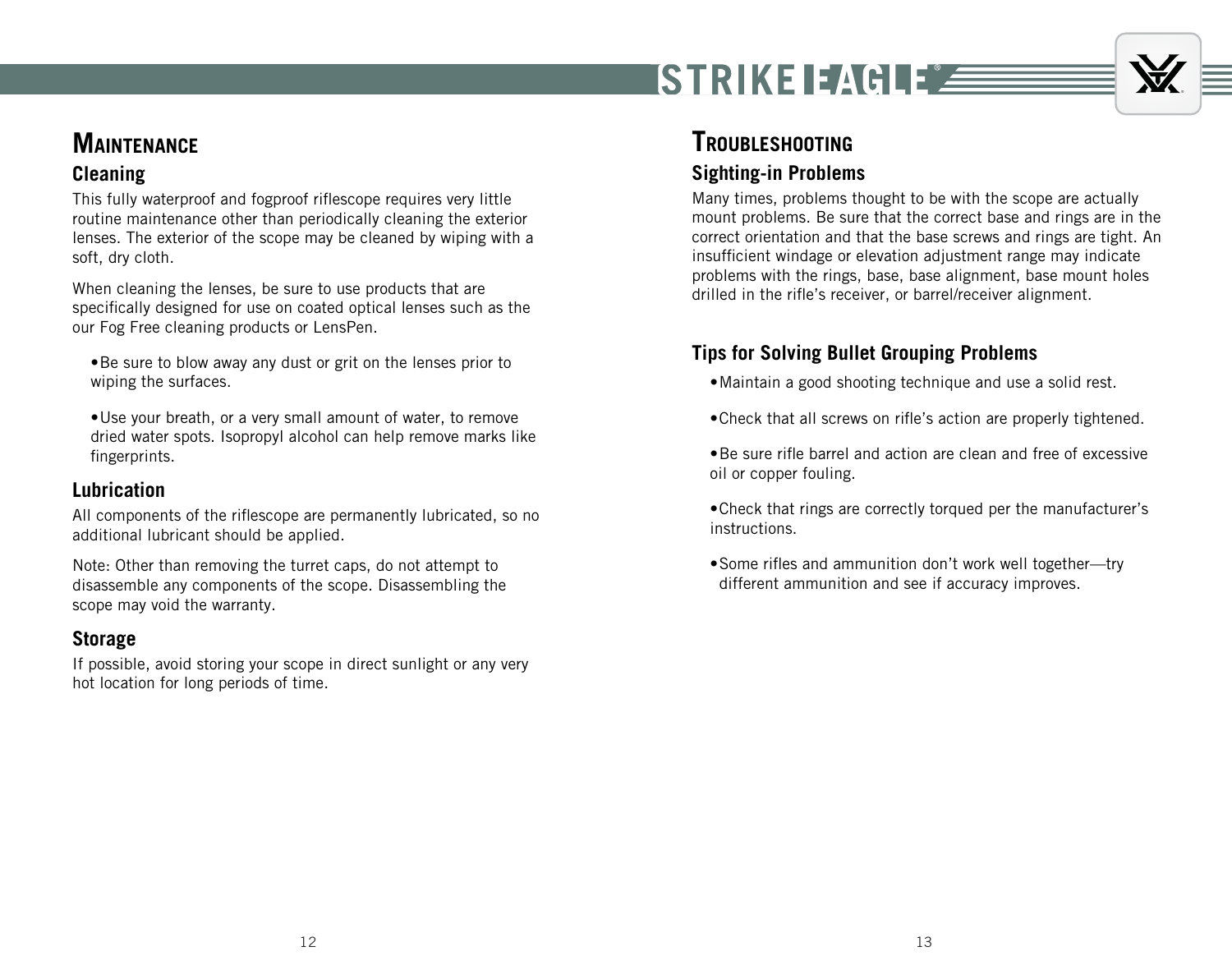# Maintenance

## Cleaning

This fully waterproof and fogproof riflescope requires very little routine maintenance other than periodically cleaning the exterior lenses. The exterior of the scope may be cleaned by wiping with a soft, dry cloth.

When cleaning the lenses, be sure to use products that are specifically designed for use on coated optical lenses such as the our Fog Free cleaning products or LensPen.

- Be sure to blow away any dust or grit on the lenses prior to wiping the surfaces.
- Use your breath, or a very small amount of water, to remove dried water spots. Isopropyl alcohol can help remove marks like fingerprints.

## Lubrication

All components of the riflescope are permanently lubricated, so no additional lubricant should be applied.

Note: Other than removing the turret caps, do not attempt to disassemble any components of the scope. Disassembling the scope may void the warranty.

## Storage

If possible, avoid storing your scope in direct sunlight or any very hot location for long periods of time.

# Troubleshooting

## Sighting-in Problems

Many times, problems thought to be with the scope are actually mount problems. Be sure that the correct base and rings are in the correct orientation and that the base screws and rings are tight. An insufficient windage or elevation adjustment range may indicate problems with the rings, base, base alignment, base mount holes drilled in the rifle's receiver, or barrel/receiver alignment.

## Tips for Solving Bullet Grouping Problems

- Maintain a good shooting technique and use a solid rest.
- Check that all screws on rifle's action are properly tightened.
- Be sure rifle barrel and action are clean and free of excessive oil or copper fouling.
- Check that rings are correctly torqued per the manufacturer's instructions.
- Some rifles and ammunition don't work well together—try different ammunition and see if accuracy improves.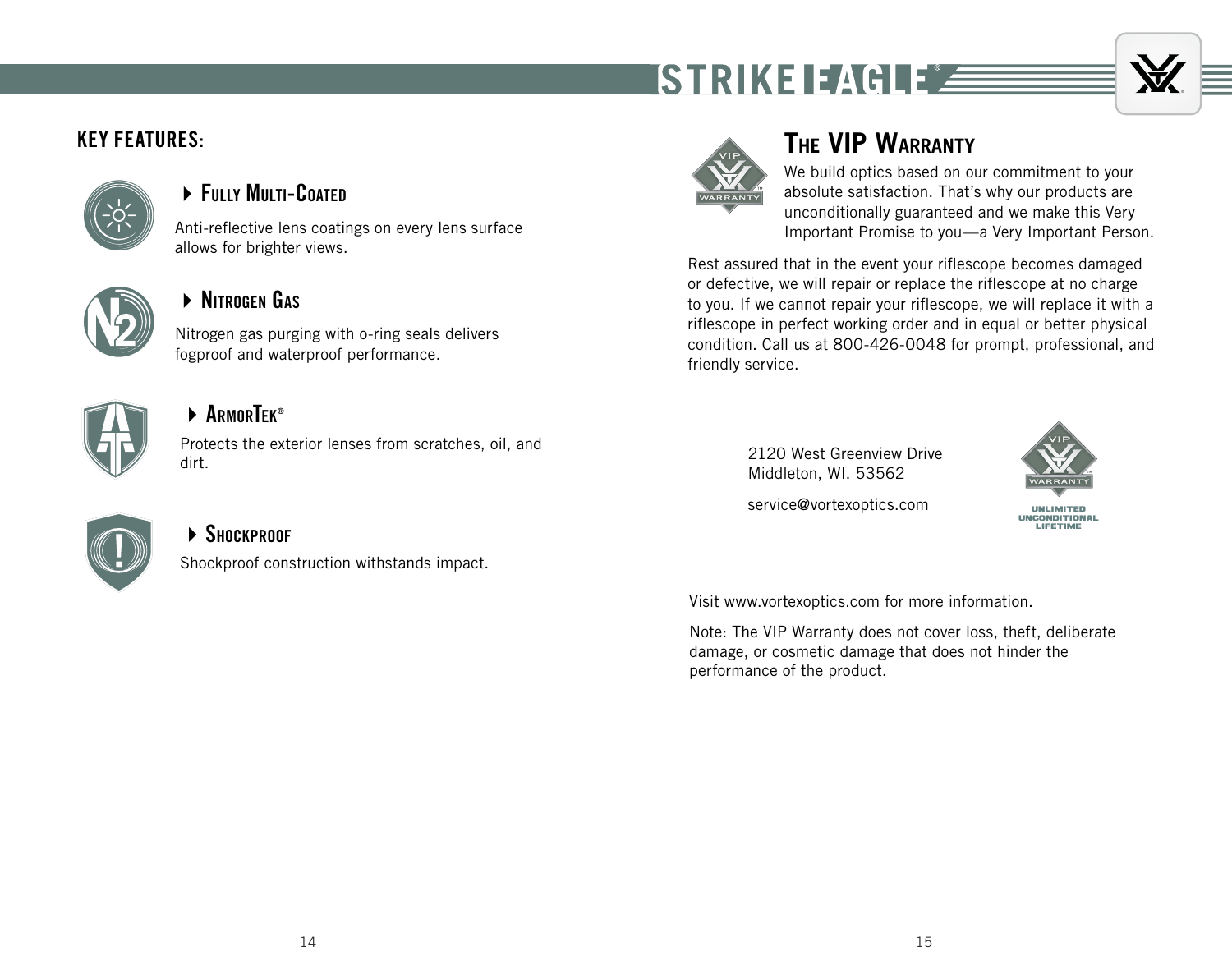## KEY FEATURES:

### Fully Multi-Coated

Anti-reflective lens coatings on every lens surface allows for brighter views.

### Nitrogen Gas

Nitrogen gas purging with o-ring seals delivers fogproof and waterproof performance.

### ArmorTek®

Protects the exterior lenses from scratches, oil, and dirt.

### Shockproof

Shockproof construction withstands impact.

## The VIP Warranty

We build optics based on our commitment to your absolute satisfaction. That's why our products are unconditionally guaranteed and we make this Very Important Promise to you—a Very Important Person.

Rest assured that in the event your riflescope becomes damaged or defective, we will repair or replace the riflescope at no charge to you. If we cannot repair your riflescope, we will replace it with a riflescope in perfect working order and in equal or better physical condition. Call us at 800-426-0048 for prompt, professional, and friendly service.

2120 West Greenview Drive
Middleton, WI. 53562

service@vortexoptics.com

UNLIMITED
UNCONDITIONAL
LIFETIME

Visit www.vortexoptics.com for more information.

Note: The VIP Warranty does not cover loss, theft, deliberate damage, or cosmetic damage that does not hinder the performance of the product.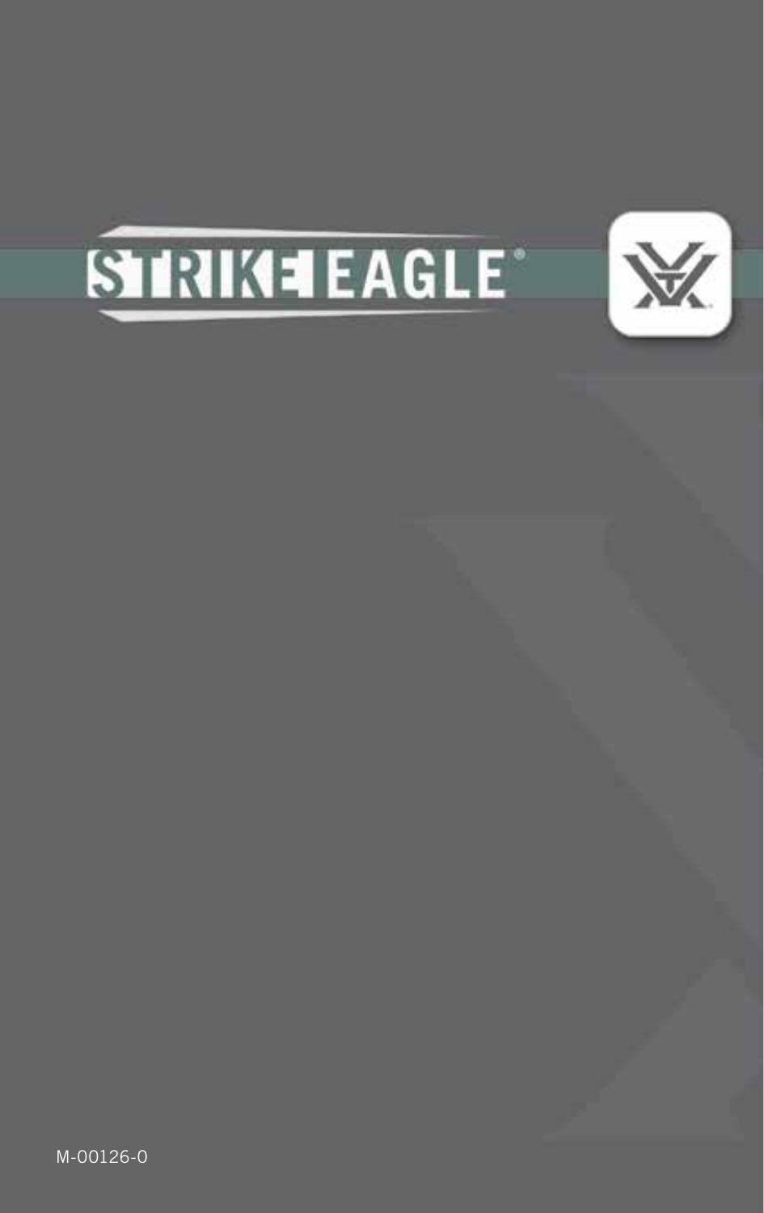STRIKE EAGLE®

M-00126-0